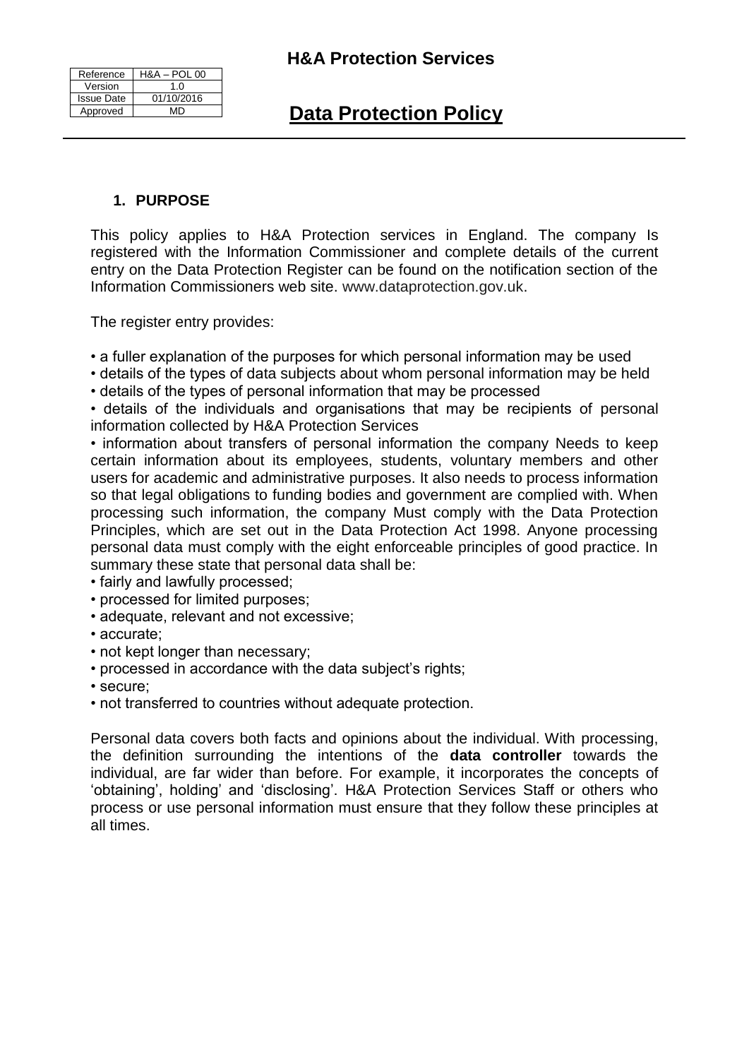| Reference | H&A – POL 00 |
| --- | --- |
| Version | 1.0 |
| Issue Date | 01/10/2016 |
| Approved | MD |

**H&A Protection Services**

# Data Protection Policy

## 1. PURPOSE

This policy applies to H&A Protection services in England. The company Is registered with the Information Commissioner and complete details of the current entry on the Data Protection Register can be found on the notification section of the Information Commissioners web site. www.dataprotection.gov.uk.

The register entry provides:

- a fuller explanation of the purposes for which personal information may be used
- details of the types of data subjects about whom personal information may be held
- details of the types of personal information that may be processed
- details of the individuals and organisations that may be recipients of personal information collected by H&A Protection Services
- information about transfers of personal information the company Needs to keep certain information about its employees, students, voluntary members and other users for academic and administrative purposes. It also needs to process information so that legal obligations to funding bodies and government are complied with. When processing such information, the company Must comply with the Data Protection Principles, which are set out in the Data Protection Act 1998. Anyone processing personal data must comply with the eight enforceable principles of good practice. In summary these state that personal data shall be:
- fairly and lawfully processed;
- processed for limited purposes;
- adequate, relevant and not excessive;
- accurate;
- not kept longer than necessary;
- processed in accordance with the data subject's rights;
- secure;
- not transferred to countries without adequate protection.

Personal data covers both facts and opinions about the individual. With processing, the definition surrounding the intentions of the **data controller** towards the individual, are far wider than before. For example, it incorporates the concepts of 'obtaining', holding' and 'disclosing'. H&A Protection Services Staff or others who process or use personal information must ensure that they follow these principles at all times.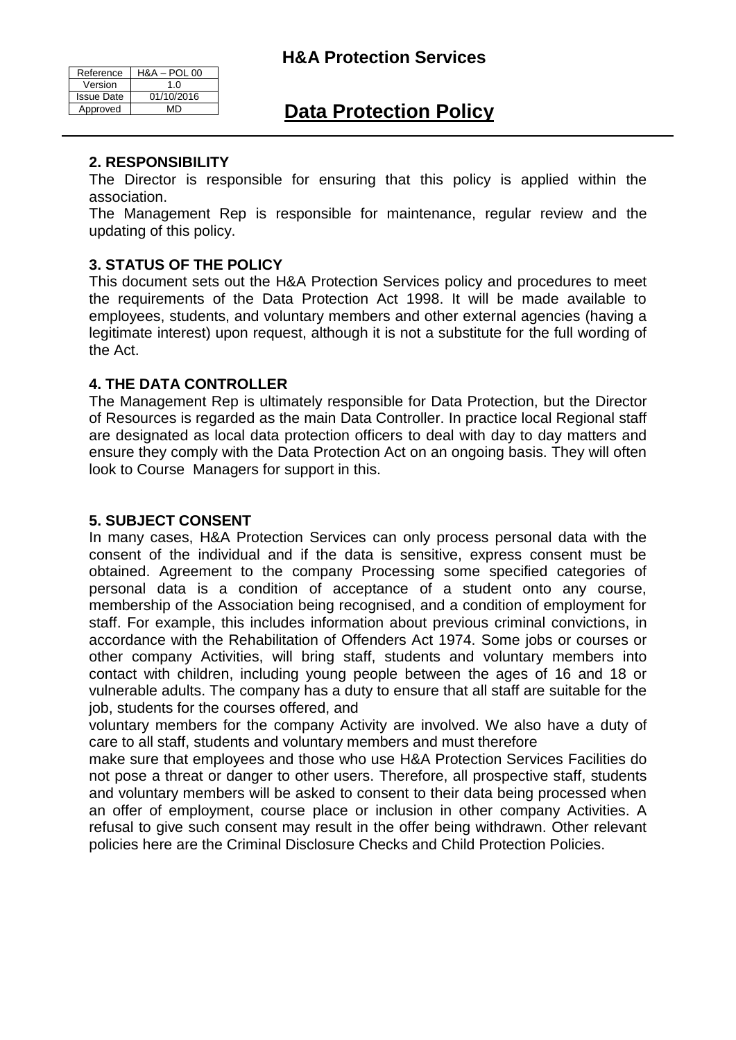## 2. RESPONSIBILITY

The Director is responsible for ensuring that this policy is applied within the association.

The Management Rep is responsible for maintenance, regular review and the updating of this policy.

## 3. STATUS OF THE POLICY

This document sets out the H&A Protection Services policy and procedures to meet the requirements of the Data Protection Act 1998. It will be made available to employees, students, and voluntary members and other external agencies (having a legitimate interest) upon request, although it is not a substitute for the full wording of the Act.

## 4. THE DATA CONTROLLER

The Management Rep is ultimately responsible for Data Protection, but the Director of Resources is regarded as the main Data Controller. In practice local Regional staff are designated as local data protection officers to deal with day to day matters and ensure they comply with the Data Protection Act on an ongoing basis. They will often look to Course Managers for support in this.

## 5. SUBJECT CONSENT

In many cases, H&A Protection Services can only process personal data with the consent of the individual and if the data is sensitive, express consent must be obtained. Agreement to the company Processing some specified categories of personal data is a condition of acceptance of a student onto any course, membership of the Association being recognised, and a condition of employment for staff. For example, this includes information about previous criminal convictions, in accordance with the Rehabilitation of Offenders Act 1974. Some jobs or courses or other company Activities, will bring staff, students and voluntary members into contact with children, including young people between the ages of 16 and 18 or vulnerable adults. The company has a duty to ensure that all staff are suitable for the job, students for the courses offered, and voluntary members for the company Activity are involved. We also have a duty of care to all staff, students and voluntary members and must therefore make sure that employees and those who use H&A Protection Services Facilities do not pose a threat or danger to other users. Therefore, all prospective staff, students and voluntary members will be asked to consent to their data being processed when an offer of employment, course place or inclusion in other company Activities. A refusal to give such consent may result in the offer being withdrawn. Other relevant policies here are the Criminal Disclosure Checks and Child Protection Policies.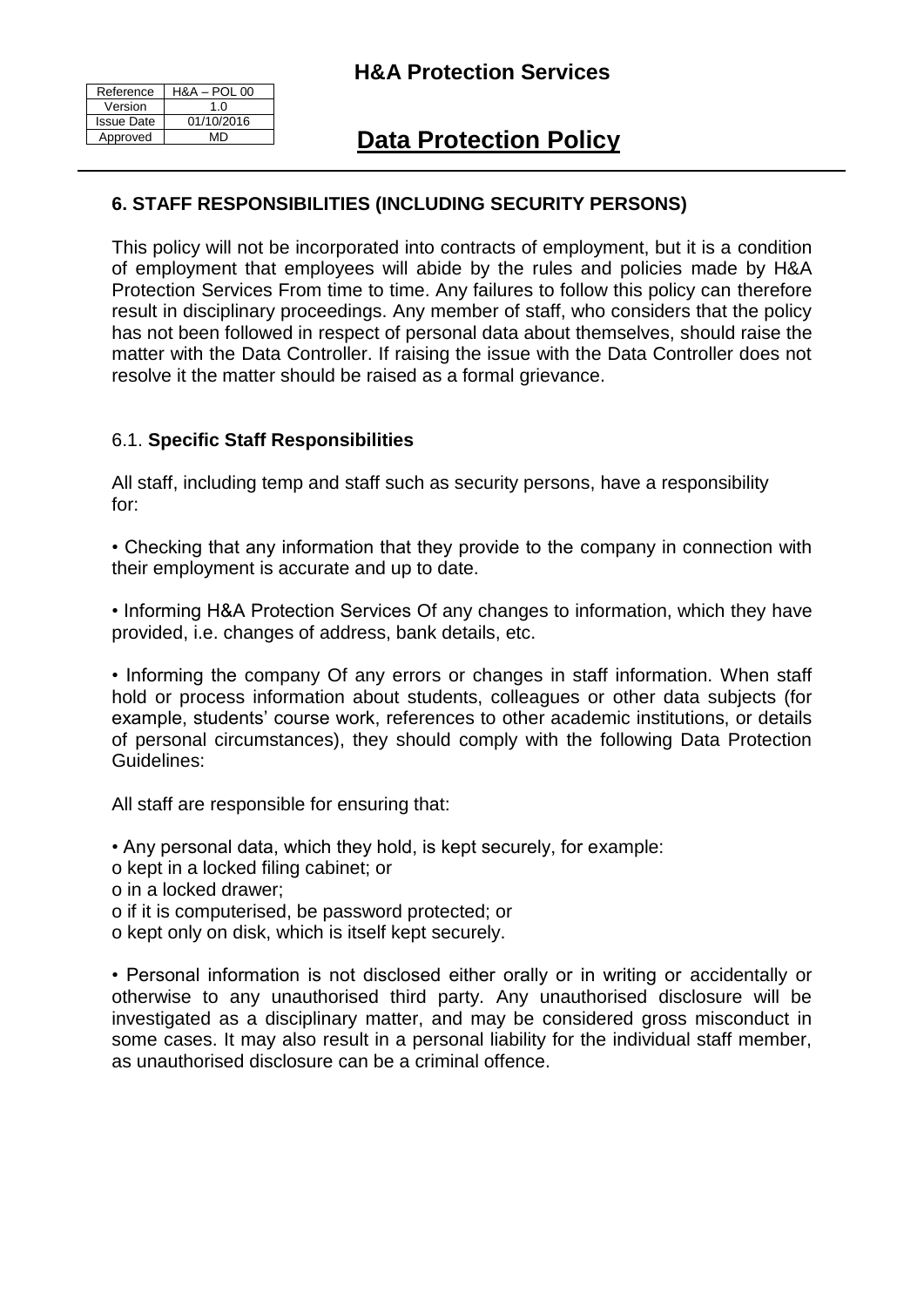## 6. STAFF RESPONSIBILITIES (INCLUDING SECURITY PERSONS)

This policy will not be incorporated into contracts of employment, but it is a condition of employment that employees will abide by the rules and policies made by H&A Protection Services From time to time. Any failures to follow this policy can therefore result in disciplinary proceedings. Any member of staff, who considers that the policy has not been followed in respect of personal data about themselves, should raise the matter with the Data Controller. If raising the issue with the Data Controller does not resolve it the matter should be raised as a formal grievance.

### 6.1. **Specific Staff Responsibilities**

All staff, including temp and staff such as security persons, have a responsibility for:

- Checking that any information that they provide to the company in connection with their employment is accurate and up to date.
- Informing H&A Protection Services Of any changes to information, which they have provided, i.e. changes of address, bank details, etc.
- Informing the company Of any errors or changes in staff information. When staff hold or process information about students, colleagues or other data subjects (for example, students' course work, references to other academic institutions, or details of personal circumstances), they should comply with the following Data Protection Guidelines:

All staff are responsible for ensuring that:

- Any personal data, which they hold, is kept securely, for example:
  - kept in a locked filing cabinet; or
  - in a locked drawer;
  - if it is computerised, be password protected; or
  - kept only on disk, which is itself kept securely.
- Personal information is not disclosed either orally or in writing or accidentally or otherwise to any unauthorised third party. Any unauthorised disclosure will be investigated as a disciplinary matter, and may be considered gross misconduct in some cases. It may also result in a personal liability for the individual staff member, as unauthorised disclosure can be a criminal offence.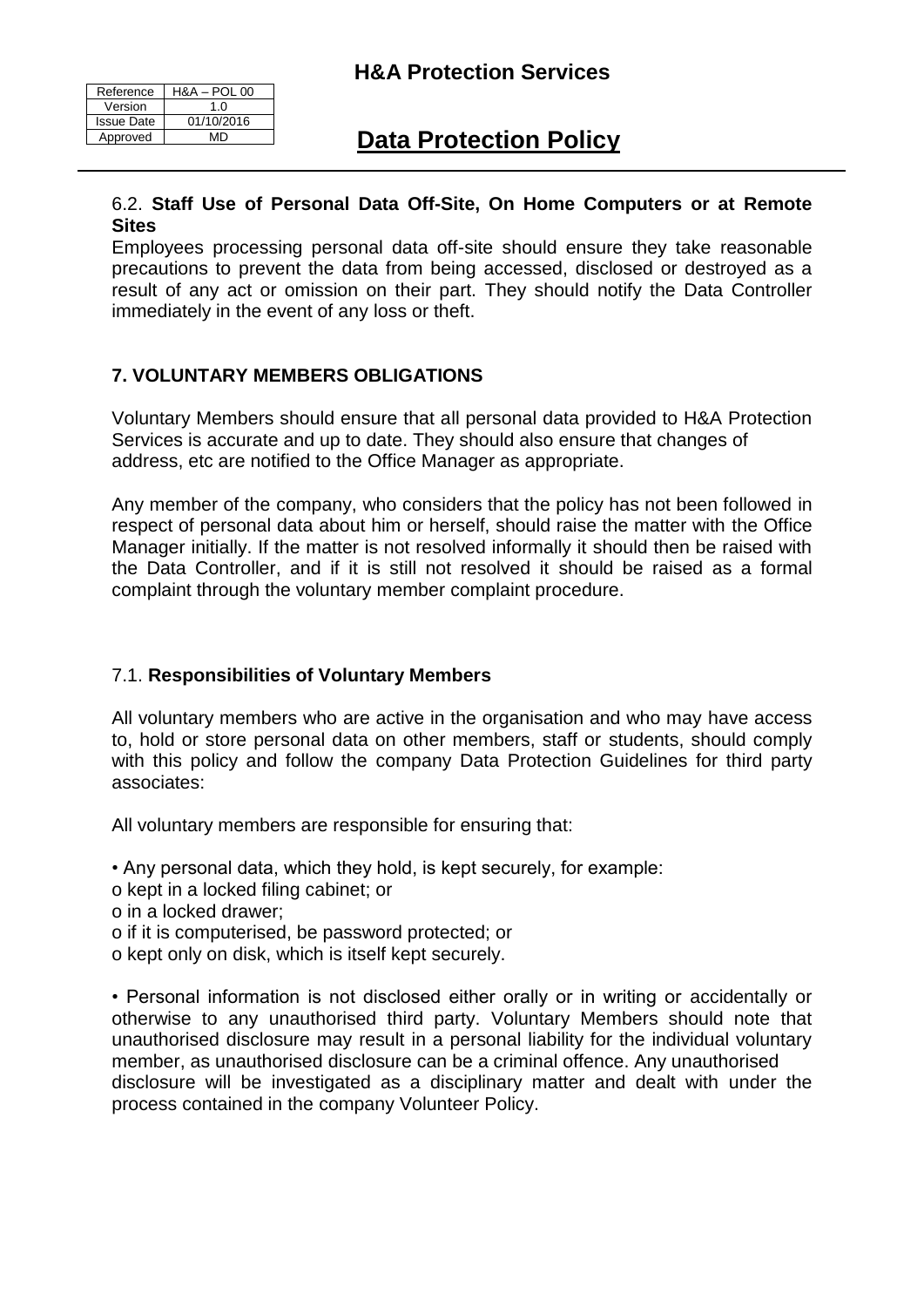### 6.2. **Staff Use of Personal Data Off-Site, On Home Computers or at Remote Sites**

Employees processing personal data off-site should ensure they take reasonable precautions to prevent the data from being accessed, disclosed or destroyed as a result of any act or omission on their part. They should notify the Data Controller immediately in the event of any loss or theft.

## 7. VOLUNTARY MEMBERS OBLIGATIONS

Voluntary Members should ensure that all personal data provided to H&A Protection Services is accurate and up to date. They should also ensure that changes of address, etc are notified to the Office Manager as appropriate.

Any member of the company, who considers that the policy has not been followed in respect of personal data about him or herself, should raise the matter with the Office Manager initially. If the matter is not resolved informally it should then be raised with the Data Controller, and if it is still not resolved it should be raised as a formal complaint through the voluntary member complaint procedure.

### 7.1. **Responsibilities of Voluntary Members**

All voluntary members who are active in the organisation and who may have access to, hold or store personal data on other members, staff or students, should comply with this policy and follow the company Data Protection Guidelines for third party associates:

All voluntary members are responsible for ensuring that:

- Any personal data, which they hold, is kept securely, for example:
  - kept in a locked filing cabinet; or
  - in a locked drawer;
  - if it is computerised, be password protected; or
  - kept only on disk, which is itself kept securely.

- Personal information is not disclosed either orally or in writing or accidentally or otherwise to any unauthorised third party. Voluntary Members should note that unauthorised disclosure may result in a personal liability for the individual voluntary member, as unauthorised disclosure can be a criminal offence. Any unauthorised disclosure will be investigated as a disciplinary matter and dealt with under the process contained in the company Volunteer Policy.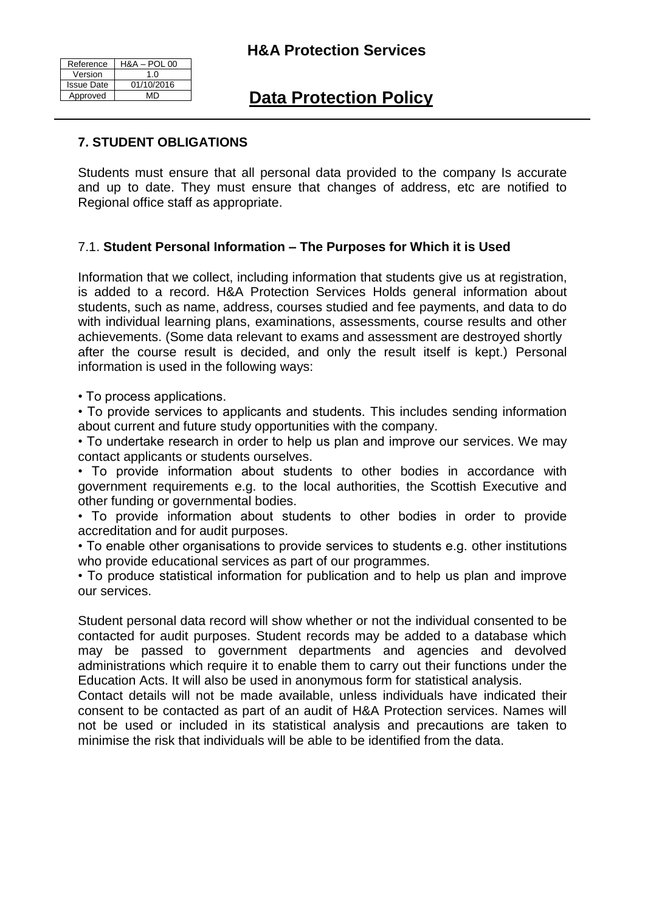## 7. STUDENT OBLIGATIONS

Students must ensure that all personal data provided to the company Is accurate and up to date. They must ensure that changes of address, etc are notified to Regional office staff as appropriate.

### 7.1. **Student Personal Information – The Purposes for Which it is Used**

Information that we collect, including information that students give us at registration, is added to a record. H&A Protection Services Holds general information about students, such as name, address, courses studied and fee payments, and data to do with individual learning plans, examinations, assessments, course results and other achievements. (Some data relevant to exams and assessment are destroyed shortly after the course result is decided, and only the result itself is kept.) Personal information is used in the following ways:

- To process applications.
- To provide services to applicants and students. This includes sending information about current and future study opportunities with the company.
- To undertake research in order to help us plan and improve our services. We may contact applicants or students ourselves.
- To provide information about students to other bodies in accordance with government requirements e.g. to the local authorities, the Scottish Executive and other funding or governmental bodies.
- To provide information about students to other bodies in order to provide accreditation and for audit purposes.
- To enable other organisations to provide services to students e.g. other institutions who provide educational services as part of our programmes.
- To produce statistical information for publication and to help us plan and improve our services.

Student personal data record will show whether or not the individual consented to be contacted for audit purposes. Student records may be added to a database which may be passed to government departments and agencies and devolved administrations which require it to enable them to carry out their functions under the Education Acts. It will also be used in anonymous form for statistical analysis.
Contact details will not be made available, unless individuals have indicated their consent to be contacted as part of an audit of H&A Protection services. Names will not be used or included in its statistical analysis and precautions are taken to minimise the risk that individuals will be able to be identified from the data.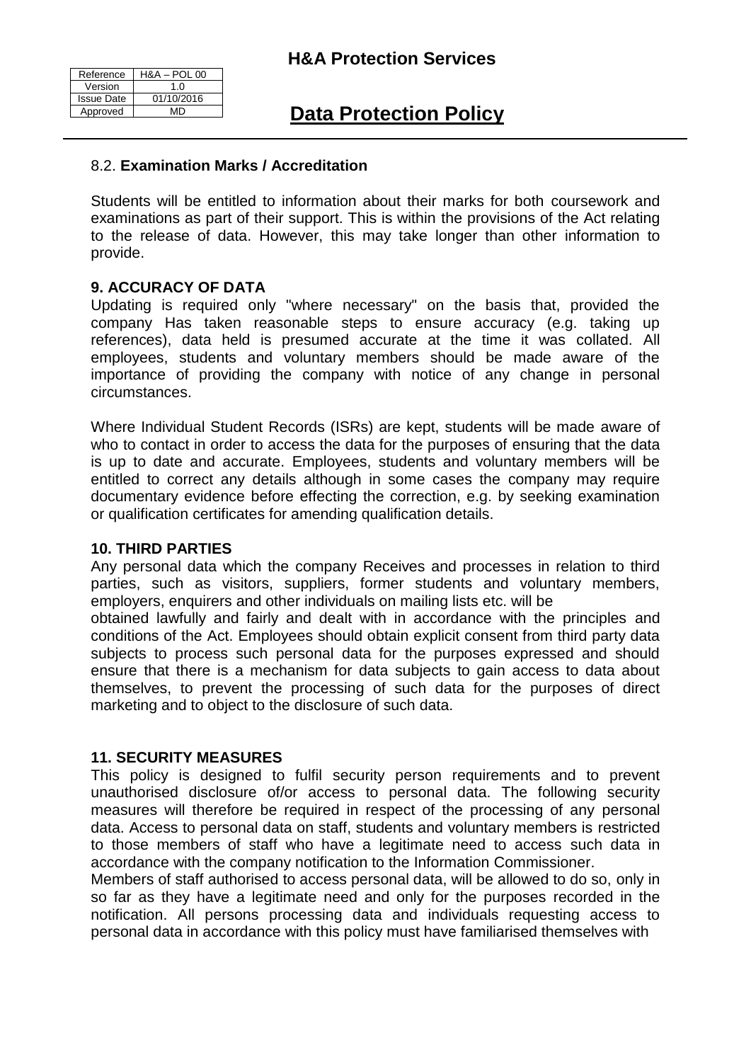### 8.2. **Examination Marks / Accreditation**

Students will be entitled to information about their marks for both coursework and examinations as part of their support. This is within the provisions of the Act relating to the release of data. However, this may take longer than other information to provide.

### 9. ACCURACY OF DATA

Updating is required only "where necessary" on the basis that, provided the company Has taken reasonable steps to ensure accuracy (e.g. taking up references), data held is presumed accurate at the time it was collated. All employees, students and voluntary members should be made aware of the importance of providing the company with notice of any change in personal circumstances.

Where Individual Student Records (ISRs) are kept, students will be made aware of who to contact in order to access the data for the purposes of ensuring that the data is up to date and accurate. Employees, students and voluntary members will be entitled to correct any details although in some cases the company may require documentary evidence before effecting the correction, e.g. by seeking examination or qualification certificates for amending qualification details.

### 10. THIRD PARTIES

Any personal data which the company Receives and processes in relation to third parties, such as visitors, suppliers, former students and voluntary members, employers, enquirers and other individuals on mailing lists etc. will be obtained lawfully and fairly and dealt with in accordance with the principles and conditions of the Act. Employees should obtain explicit consent from third party data subjects to process such personal data for the purposes expressed and should ensure that there is a mechanism for data subjects to gain access to data about themselves, to prevent the processing of such data for the purposes of direct marketing and to object to the disclosure of such data.

### 11. SECURITY MEASURES

This policy is designed to fulfil security person requirements and to prevent unauthorised disclosure of/or access to personal data. The following security measures will therefore be required in respect of the processing of any personal data. Access to personal data on staff, students and voluntary members is restricted to those members of staff who have a legitimate need to access such data in accordance with the company notification to the Information Commissioner.

Members of staff authorised to access personal data, will be allowed to do so, only in so far as they have a legitimate need and only for the purposes recorded in the notification. All persons processing data and individuals requesting access to personal data in accordance with this policy must have familiarised themselves with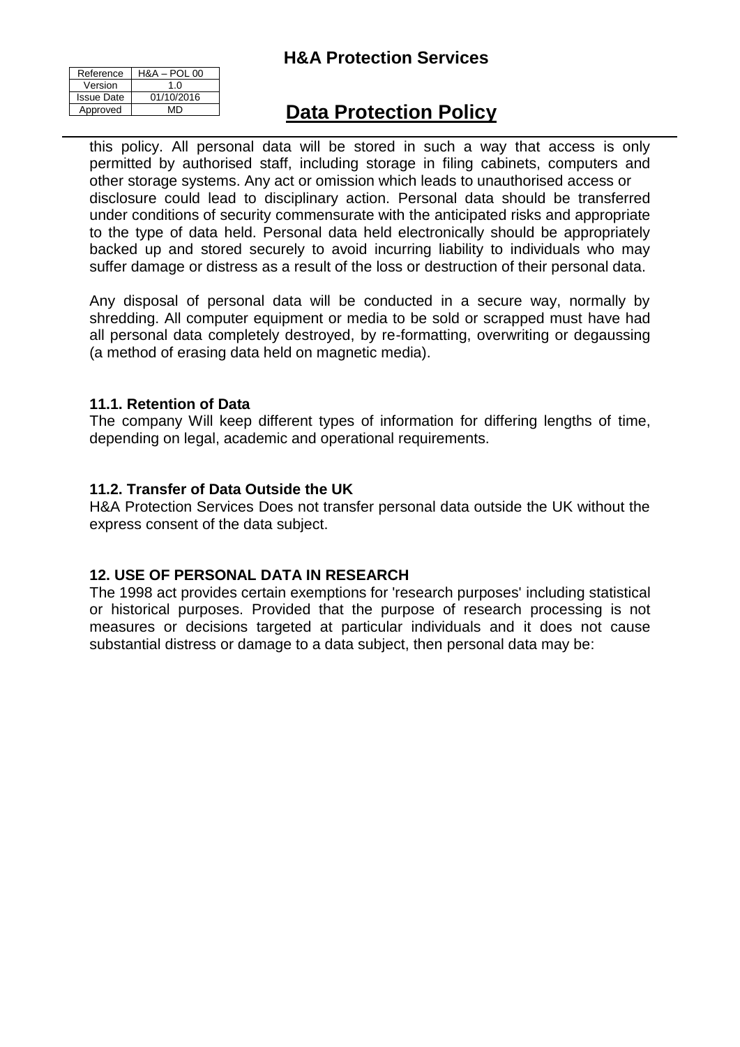this policy. All personal data will be stored in such a way that access is only permitted by authorised staff, including storage in filing cabinets, computers and other storage systems. Any act or omission which leads to unauthorised access or disclosure could lead to disciplinary action. Personal data should be transferred under conditions of security commensurate with the anticipated risks and appropriate to the type of data held. Personal data held electronically should be appropriately backed up and stored securely to avoid incurring liability to individuals who may suffer damage or distress as a result of the loss or destruction of their personal data.

Any disposal of personal data will be conducted in a secure way, normally by shredding. All computer equipment or media to be sold or scrapped must have had all personal data completely destroyed, by re-formatting, overwriting or degaussing (a method of erasing data held on magnetic media).

### 11.1. Retention of Data

The company Will keep different types of information for differing lengths of time, depending on legal, academic and operational requirements.

### 11.2. Transfer of Data Outside the UK

H&A Protection Services Does not transfer personal data outside the UK without the express consent of the data subject.

## 12. USE OF PERSONAL DATA IN RESEARCH

The 1998 act provides certain exemptions for 'research purposes' including statistical or historical purposes. Provided that the purpose of research processing is not measures or decisions targeted at particular individuals and it does not cause substantial distress or damage to a data subject, then personal data may be: